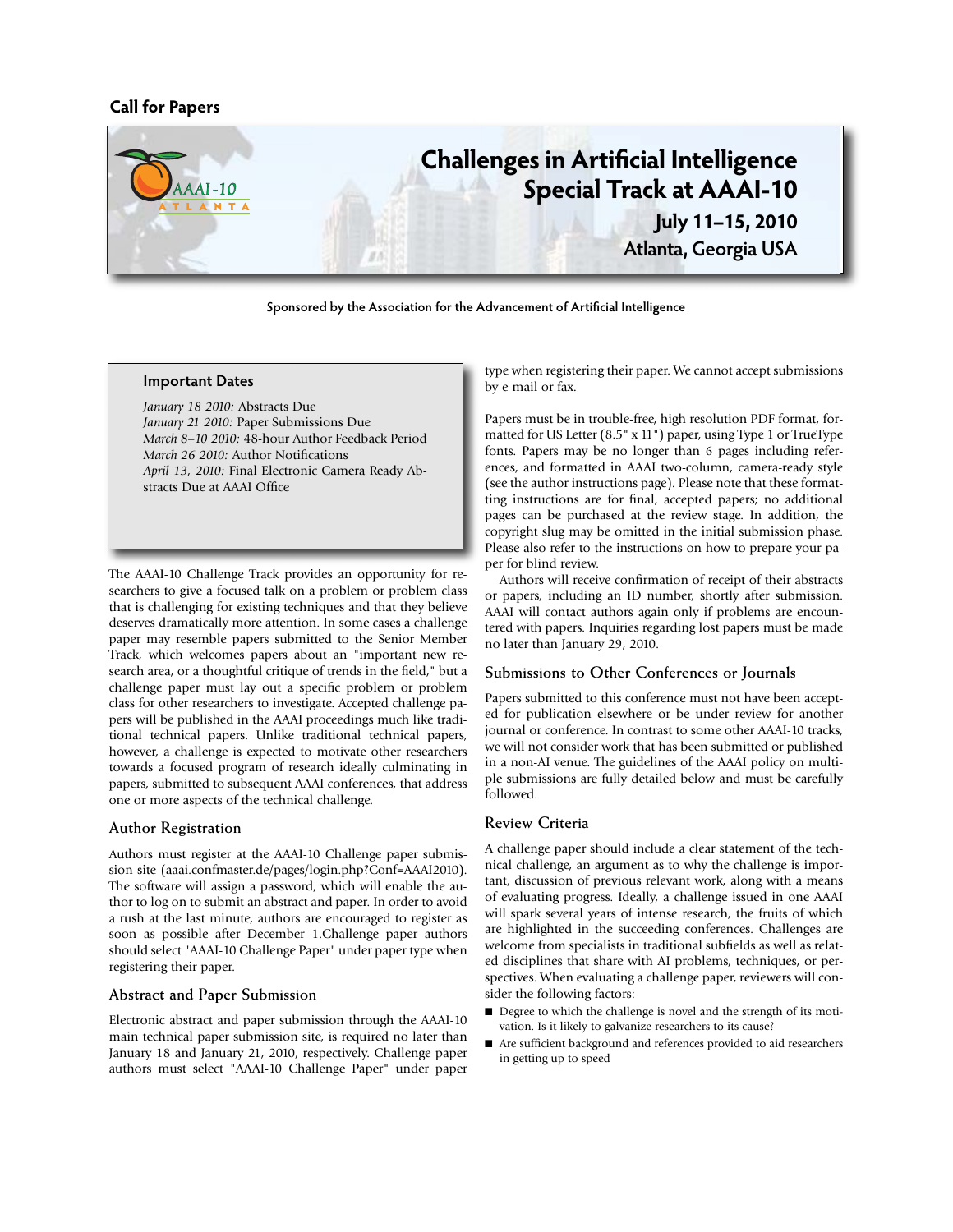Call for Papers

# Challenges in Artificial Intelligence Special Track at AAAI-10

**July 11–15, 2010**
**Atlanta, Georgia USA**

Sponsored by the Association for the Advancement of Artificial Intelligence

### Important Dates

*January 18 2010:* Abstracts Due
*January 21 2010:* Paper Submissions Due
*March 8–10 2010:* 48-hour Author Feedback Period
*March 26 2010:* Author Notifications
*April 13, 2010:* Final Electronic Camera Ready Abstracts Due at AAAI Office

The AAAI-10 Challenge Track provides an opportunity for researchers to give a focused talk on a problem or problem class that is challenging for existing techniques and that they believe deserves dramatically more attention. In some cases a challenge paper may resemble papers submitted to the Senior Member Track, which welcomes papers about an "important new research area, or a thoughtful critique of trends in the field," but a challenge paper must lay out a specific problem or problem class for other researchers to investigate. Accepted challenge papers will be published in the AAAI proceedings much like traditional technical papers. Unlike traditional technical papers, however, a challenge is expected to motivate other researchers towards a focused program of research ideally culminating in papers, submitted to subsequent AAAI conferences, that address one or more aspects of the technical challenge.

## Author Registration

Authors must register at the AAAI-10 Challenge paper submission site (aaai.confmaster.de/pages/login.php?Conf=AAAI2010). The software will assign a password, which will enable the author to log on to submit an abstract and paper. In order to avoid a rush at the last minute, authors are encouraged to register as soon as possible after December 1.Challenge paper authors should select "AAAI-10 Challenge Paper" under paper type when registering their paper.

## Abstract and Paper Submission

Electronic abstract and paper submission through the AAAI-10 main technical paper submission site, is required no later than January 18 and January 21, 2010, respectively. Challenge paper authors must select "AAAI-10 Challenge Paper" under paper type when registering their paper. We cannot accept submissions by e-mail or fax.

Papers must be in trouble-free, high resolution PDF format, formatted for US Letter (8.5" x 11") paper, using Type 1 or TrueType fonts. Papers may be no longer than 6 pages including references, and formatted in AAAI two-column, camera-ready style (see the author instructions page). Please note that these formatting instructions are for final, accepted papers; no additional pages can be purchased at the review stage. In addition, the copyright slug may be omitted in the initial submission phase. Please also refer to the instructions on how to prepare your paper for blind review.

Authors will receive confirmation of receipt of their abstracts or papers, including an ID number, shortly after submission. AAAI will contact authors again only if problems are encountered with papers. Inquiries regarding lost papers must be made no later than January 29, 2010.

## Submissions to Other Conferences or Journals

Papers submitted to this conference must not have been accepted for publication elsewhere or be under review for another journal or conference. In contrast to some other AAAI-10 tracks, we will not consider work that has been submitted or published in a non-AI venue. The guidelines of the AAAI policy on multiple submissions are fully detailed below and must be carefully followed.

## Review Criteria

A challenge paper should include a clear statement of the technical challenge, an argument as to why the challenge is important, discussion of previous relevant work, along with a means of evaluating progress. Ideally, a challenge issued in one AAAI will spark several years of intense research, the fruits of which are highlighted in the succeeding conferences. Challenges are welcome from specialists in traditional subfields as well as related disciplines that share with AI problems, techniques, or perspectives. When evaluating a challenge paper, reviewers will consider the following factors:

- Degree to which the challenge is novel and the strength of its motivation. Is it likely to galvanize researchers to its cause?
- Are sufficient background and references provided to aid researchers in getting up to speed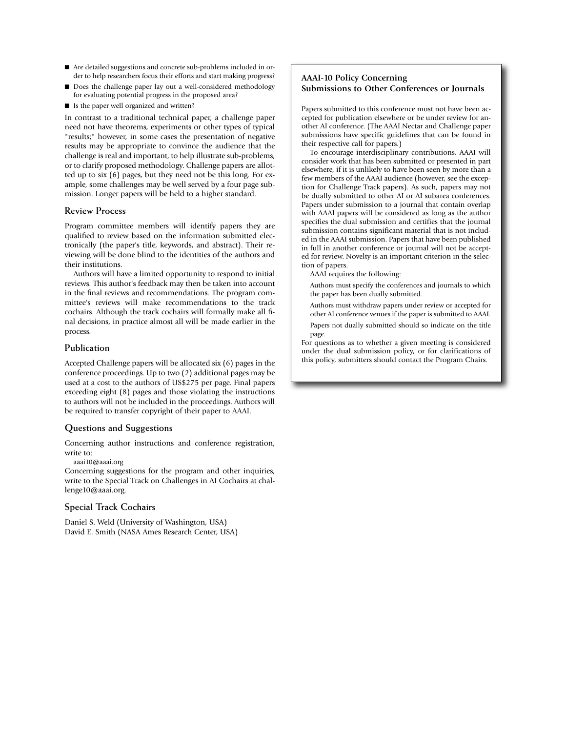- Are detailed suggestions and concrete sub-problems included in order to help researchers focus their efforts and start making progress?
- Does the challenge paper lay out a well-considered methodology for evaluating potential progress in the proposed area?
- Is the paper well organized and written?

In contrast to a traditional technical paper, a challenge paper need not have theorems, experiments or other types of typical "results;" however, in some cases the presentation of negative results may be appropriate to convince the audience that the challenge is real and important, to help illustrate sub-problems, or to clarify proposed methodology. Challenge papers are allotted up to six (6) pages, but they need not be this long. For example, some challenges may be well served by a four page submission. Longer papers will be held to a higher standard.

## Review Process

Program committee members will identify papers they are qualified to review based on the information submitted electronically (the paper's title, keywords, and abstract). Their reviewing will be done blind to the identities of the authors and their institutions.

Authors will have a limited opportunity to respond to initial reviews. This author's feedback may then be taken into account in the final reviews and recommendations. The program committee's reviews will make recommendations to the track cochairs. Although the track cochairs will formally make all final decisions, in practice almost all will be made earlier in the process.

## Publication

Accepted Challenge papers will be allocated six (6) pages in the conference proceedings. Up to two (2) additional pages may be used at a cost to the authors of US$275 per page. Final papers exceeding eight (8) pages and those violating the instructions to authors will not be included in the proceedings. Authors will be required to transfer copyright of their paper to AAAI.

## Questions and Suggestions

Concerning author instructions and conference registration, write to:

aaai10@aaai.org

Concerning suggestions for the program and other inquiries, write to the Special Track on Challenges in AI Cochairs at challenge10@aaai.org.

## Special Track Cochairs

Daniel S. Weld (University of Washington, USA)
David E. Smith (NASA Ames Research Center, USA)

## AAAI-10 Policy Concerning Submissions to Other Conferences or Journals

Papers submitted to this conference must not have been accepted for publication elsewhere or be under review for another AI conference. (The AAAI Nectar and Challenge paper submissions have specific guidelines that can be found in their respective call for papers.)

To encourage interdisciplinary contributions, AAAI will consider work that has been submitted or presented in part elsewhere, if it is unlikely to have been seen by more than a few members of the AAAI audience (however, see the exception for Challenge Track papers). As such, papers may not be dually submitted to other AI or AI subarea conferences. Papers under submission to a journal that contain overlap with AAAI papers will be considered as long as the author specifies the dual submission and certifies that the journal submission contains significant material that is not included in the AAAI submission. Papers that have been published in full in another conference or journal will not be accepted for review. Novelty is an important criterion in the selection of papers.

AAAI requires the following:

Authors must specify the conferences and journals to which the paper has been dually submitted.

Authors must withdraw papers under review or accepted for other AI conference venues if the paper is submitted to AAAI.

Papers not dually submitted should so indicate on the title page.

For questions as to whether a given meeting is considered under the dual submission policy, or for clarifications of this policy, submitters should contact the Program Chairs.